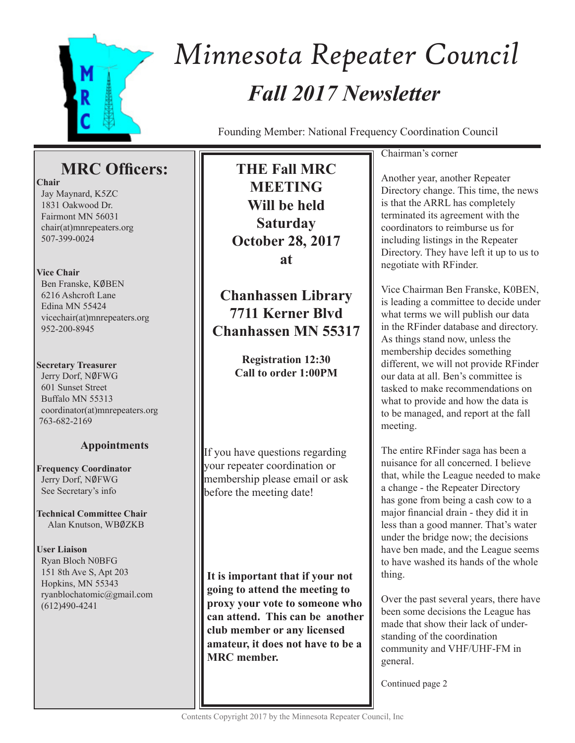# Minnesota Repeater Council

## *Fall 2017 Newsletter*

Founding Member: National Frequency Coordination Council

## MRC Officers:

**Chair**
Jay Maynard, K5ZC
1831 Oakwood Dr.
Fairmont MN 56031
chair(at)mnrepeaters.org
507-399-0024

**Vice Chair**
Ben Franske, KØBEN
6216 Ashcroft Lane
Edina MN 55424
vicechair(at)mnrepeaters.org
952-200-8945

**Secretary Treasurer**
Jerry Dorf, NØFWG
601 Sunset Street
Buffalo MN 55313
coordinator(at)mnrepeaters.org
763-682-2169

### Appointments

**Frequency Coordinator**
Jerry Dorf, NØFWG
See Secretary's info

**Technical Committee Chair**
Alan Knutson, WBØZKB

**User Liaison**
Ryan Bloch N0BFG
151 8th Ave S, Apt 203
Hopkins, MN 55343
ryanblochatomic@gmail.com
(612)490-4241

**THE Fall MRC MEETING Will be held Saturday October 28, 2017 at**

**Chanhassen Library**
**7711 Kerner Blvd**
**Chanhassen MN 55317**

**Registration 12:30**
**Call to order 1:00PM**

If you have questions regarding your repeater coordination or membership please email or ask before the meeting date!

**It is important that if your not going to attend the meeting to proxy your vote to someone who can attend. This can be another club member or any licensed amateur, it does not have to be a MRC member.**

Chairman's corner

Another year, another Repeater Directory change. This time, the news is that the ARRL has completely terminated its agreement with the coordinators to reimburse us for including listings in the Repeater Directory. They have left it up to us to negotiate with RFinder.

Vice Chairman Ben Franske, K0BEN, is leading a committee to decide under what terms we will publish our data in the RFinder database and directory. As things stand now, unless the membership decides something different, we will not provide RFinder our data at all. Ben's committee is tasked to make recommendations on what to provide and how the data is to be managed, and report at the fall meeting.

The entire RFinder saga has been a nuisance for all concerned. I believe that, while the League needed to make a change - the Repeater Directory has gone from being a cash cow to a major financial drain - they did it in less than a good manner. That's water under the bridge now; the decisions have ben made, and the League seems to have washed its hands of the whole thing.

Over the past several years, there have been some decisions the League has made that show their lack of understanding of the coordination community and VHF/UHF-FM in general.

Continued page 2

Contents Copyright 2017 by the Minnesota Repeater Council, Inc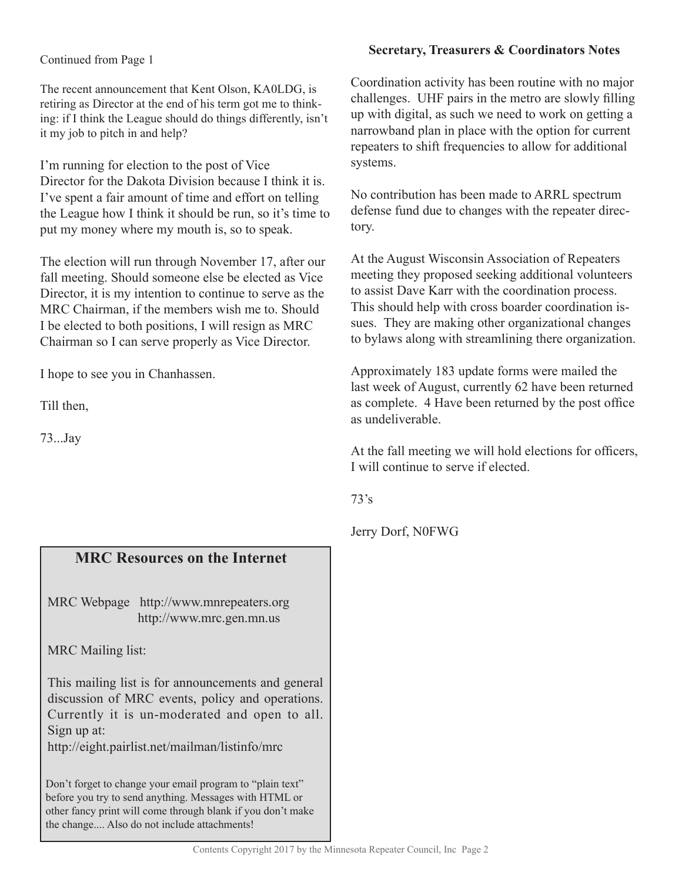Continued from Page 1

The recent announcement that Kent Olson, KA0LDG, is retiring as Director at the end of his term got me to thinking: if I think the League should do things differently, isn't it my job to pitch in and help?

I'm running for election to the post of Vice Director for the Dakota Division because I think it is. I've spent a fair amount of time and effort on telling the League how I think it should be run, so it's time to put my money where my mouth is, so to speak.

The election will run through November 17, after our fall meeting. Should someone else be elected as Vice Director, it is my intention to continue to serve as the MRC Chairman, if the members wish me to. Should I be elected to both positions, I will resign as MRC Chairman so I can serve properly as Vice Director.

I hope to see you in Chanhassen.

Till then,

73...Jay

## MRC Resources on the Internet

MRC Webpage http://www.mnrepeaters.org
http://www.mrc.gen.mn.us

MRC Mailing list:

This mailing list is for announcements and general discussion of MRC events, policy and operations. Currently it is un-moderated and open to all. Sign up at:
http://eight.pairlist.net/mailman/listinfo/mrc

Don't forget to change your email program to "plain text" before you try to send anything. Messages with HTML or other fancy print will come through blank if you don't make the change.... Also do not include attachments!

### Secretary, Treasurers & Coordinators Notes

Coordination activity has been routine with no major challenges. UHF pairs in the metro are slowly filling up with digital, as such we need to work on getting a narrowband plan in place with the option for current repeaters to shift frequencies to allow for additional systems.

No contribution has been made to ARRL spectrum defense fund due to changes with the repeater directory.

At the August Wisconsin Association of Repeaters meeting they proposed seeking additional volunteers to assist Dave Karr with the coordination process. This should help with cross boarder coordination issues. They are making other organizational changes to bylaws along with streamlining there organization.

Approximately 183 update forms were mailed the last week of August, currently 62 have been returned as complete. 4 Have been returned by the post office as undeliverable.

At the fall meeting we will hold elections for officers, I will continue to serve if elected.

73's

Jerry Dorf, N0FWG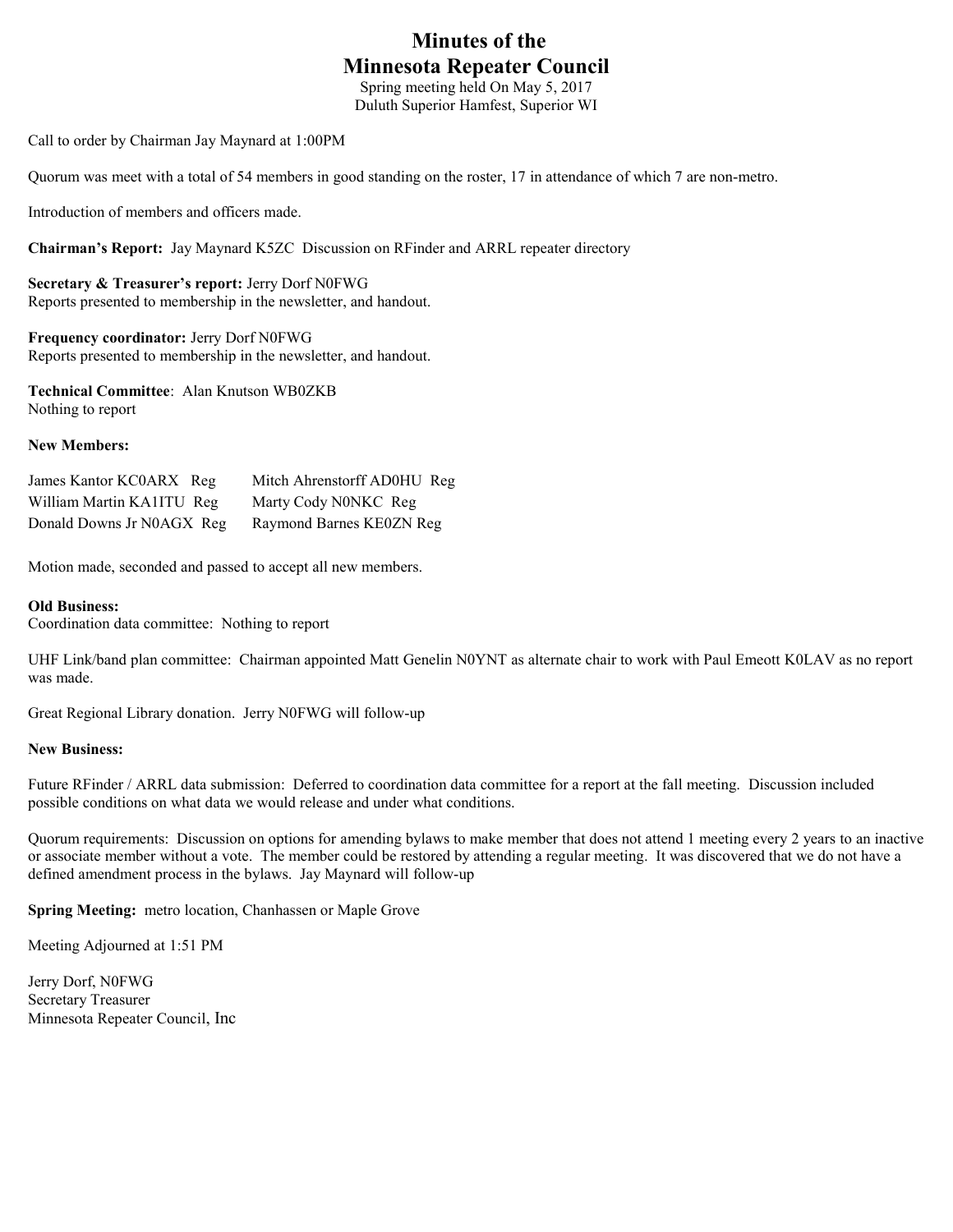# Minutes of the
# Minnesota Repeater Council

Spring meeting held On May 5, 2017
Duluth Superior Hamfest, Superior WI

Call to order by Chairman Jay Maynard at 1:00PM

Quorum was meet with a total of 54 members in good standing on the roster, 17 in attendance of which 7 are non-metro.

Introduction of members and officers made.

**Chairman's Report:** Jay Maynard K5ZC Discussion on RFinder and ARRL repeater directory

**Secretary & Treasurer's report:** Jerry Dorf N0FWG
Reports presented to membership in the newsletter, and handout.

**Frequency coordinator:** Jerry Dorf N0FWG
Reports presented to membership in the newsletter, and handout.

**Technical Committee**: Alan Knutson WB0ZKB
Nothing to report

**New Members:**

| | |
|---|---|
| James Kantor KC0ARX Reg | Mitch Ahrenstorff AD0HU Reg |
| William Martin KA1ITU Reg | Marty Cody N0NKC Reg |
| Donald Downs Jr N0AGX Reg | Raymond Barnes KE0ZN Reg |

Motion made, seconded and passed to accept all new members.

**Old Business:**
Coordination data committee: Nothing to report

UHF Link/band plan committee: Chairman appointed Matt Genelin N0YNT as alternate chair to work with Paul Emeott K0LAV as no report was made.

Great Regional Library donation. Jerry N0FWG will follow-up

**New Business:**

Future RFinder / ARRL data submission: Deferred to coordination data committee for a report at the fall meeting. Discussion included possible conditions on what data we would release and under what conditions.

Quorum requirements: Discussion on options for amending bylaws to make member that does not attend 1 meeting every 2 years to an inactive or associate member without a vote. The member could be restored by attending a regular meeting. It was discovered that we do not have a defined amendment process in the bylaws. Jay Maynard will follow-up

**Spring Meeting:** metro location, Chanhassen or Maple Grove

Meeting Adjourned at 1:51 PM

Jerry Dorf, N0FWG
Secretary Treasurer
Minnesota Repeater Council, Inc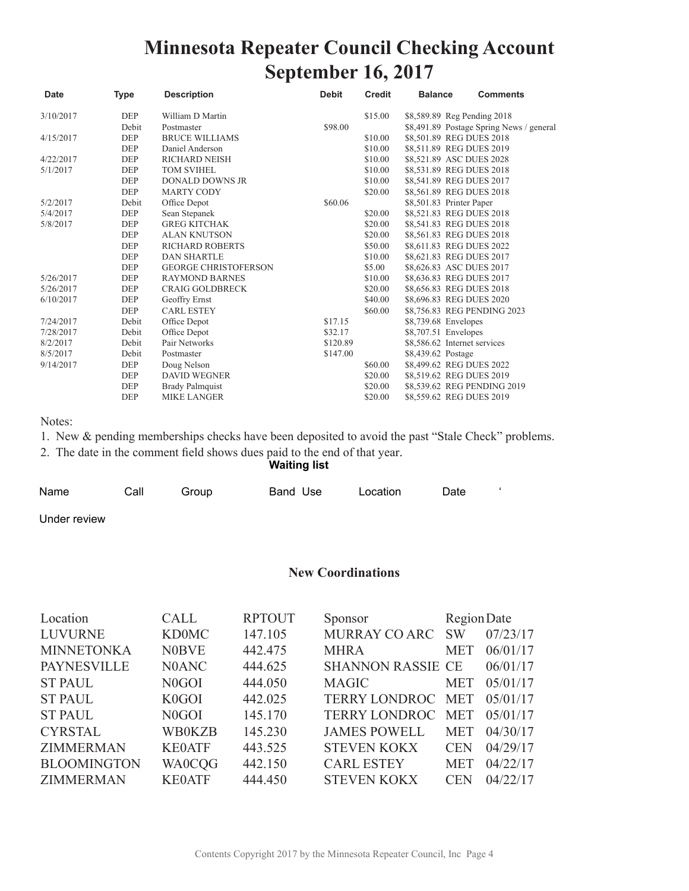# Minnesota Repeater Council Checking Account
# September 16, 2017

| Date | Type | Description | Debit | Credit | Balance | Comments |
|---|---|---|---|---|---|---|
| 3/10/2017 | DEP | William D Martin | | $15.00 | $8,589.89 | Reg Pending 2018 |
| | Debit | Postmaster | $98.00 | | $8,491.89 | Postage Spring News / general |
| 4/15/2017 | DEP | BRUCE WILLIAMS | | $10.00 | $8,501.89 | REG DUES 2018 |
| | DEP | Daniel Anderson | | $10.00 | $8,511.89 | REG DUES 2019 |
| 4/22/2017 | DEP | RICHARD NEISH | | $10.00 | $8,521.89 | ASC DUES 2028 |
| 5/1/2017 | DEP | TOM SVIHEL | | $10.00 | $8,531.89 | REG DUES 2018 |
| | DEP | DONALD DOWNS JR | | $10.00 | $8,541.89 | REG DUES 2017 |
| | DEP | MARTY CODY | | $20.00 | $8,561.89 | REG DUES 2018 |
| 5/2/2017 | Debit | Office Depot | $60.06 | | $8,501.83 | Printer Paper |
| 5/4/2017 | DEP | Sean Stepanek | | $20.00 | $8,521.83 | REG DUES 2018 |
| 5/8/2017 | DEP | GREG KITCHAK | | $20.00 | $8,541.83 | REG DUES 2018 |
| | DEP | ALAN KNUTSON | | $20.00 | $8,561.83 | REG DUES 2018 |
| | DEP | RICHARD ROBERTS | | $50.00 | $8,611.83 | REG DUES 2022 |
| | DEP | DAN SHARTLE | | $10.00 | $8,621.83 | REG DUES 2017 |
| | DEP | GEORGE CHRISTOFERSON | | $5.00 | $8,626.83 | ASC DUES 2017 |
| 5/26/2017 | DEP | RAYMOND BARNES | | $10.00 | $8,636.83 | REG DUES 2017 |
| 5/26/2017 | DEP | CRAIG GOLDBRECK | | $20.00 | $8,656.83 | REG DUES 2018 |
| 6/10/2017 | DEP | Geoffry Ernst | | $40.00 | $8,696.83 | REG DUES 2020 |
| | DEP | CARL ESTEY | | $60.00 | $8,756.83 | REG PENDING 2023 |
| 7/24/2017 | Debit | Office Depot | $17.15 | | $8,739.68 | Envelopes |
| 7/28/2017 | Debit | Office Depot | $32.17 | | $8,707.51 | Envelopes |
| 8/2/2017 | Debit | Pair Networks | $120.89 | | $8,586.62 | Internet services |
| 8/5/2017 | Debit | Postmaster | $147.00 | | $8,439.62 | Postage |
| 9/14/2017 | DEP | Doug Nelson | | $60.00 | $8,499.62 | REG DUES 2022 |
| | DEP | DAVID WEGNER | | $20.00 | $8,519.62 | REG DUES 2019 |
| | DEP | Brady Palmquist | | $20.00 | $8,539.62 | REG PENDING 2019 |
| | DEP | MIKE LANGER | | $20.00 | $8,559.62 | REG DUES 2019 |

Notes:

1. New & pending memberships checks have been deposited to avoid the past "Stale Check" problems.
2. The date in the comment field shows dues paid to the end of that year.

## Waiting list

| Name | Call | Group | Band Use | Location | Date |
|---|---|---|---|---|---|

Under review

## New Coordinations

| Location | CALL | RPTOUT | Sponsor | Region | Date |
|---|---|---|---|---|---|
| LUVURNE | KD0MC | 147.105 | MURRAY CO ARC | SW | 07/23/17 |
| MINNETONKA | N0BVE | 442.475 | MHRA | MET | 06/01/17 |
| PAYNESVILLE | N0ANC | 444.625 | SHANNON RASSIE | CE | 06/01/17 |
| ST PAUL | N0GOI | 444.050 | MAGIC | MET | 05/01/17 |
| ST PAUL | K0GOI | 442.025 | TERRY LONDROC | MET | 05/01/17 |
| ST PAUL | N0GOI | 145.170 | TERRY LONDROC | MET | 05/01/17 |
| CYRSTAL | WB0KZB | 145.230 | JAMES POWELL | MET | 04/30/17 |
| ZIMMERMAN | KE0ATF | 443.525 | STEVEN KOKX | CEN | 04/29/17 |
| BLOOMINGTON | WA0CQG | 442.150 | CARL ESTEY | MET | 04/22/17 |
| ZIMMERMAN | KE0ATF | 444.450 | STEVEN KOKX | CEN | 04/22/17 |

Contents Copyright 2017 by the Minnesota Repeater Council, Inc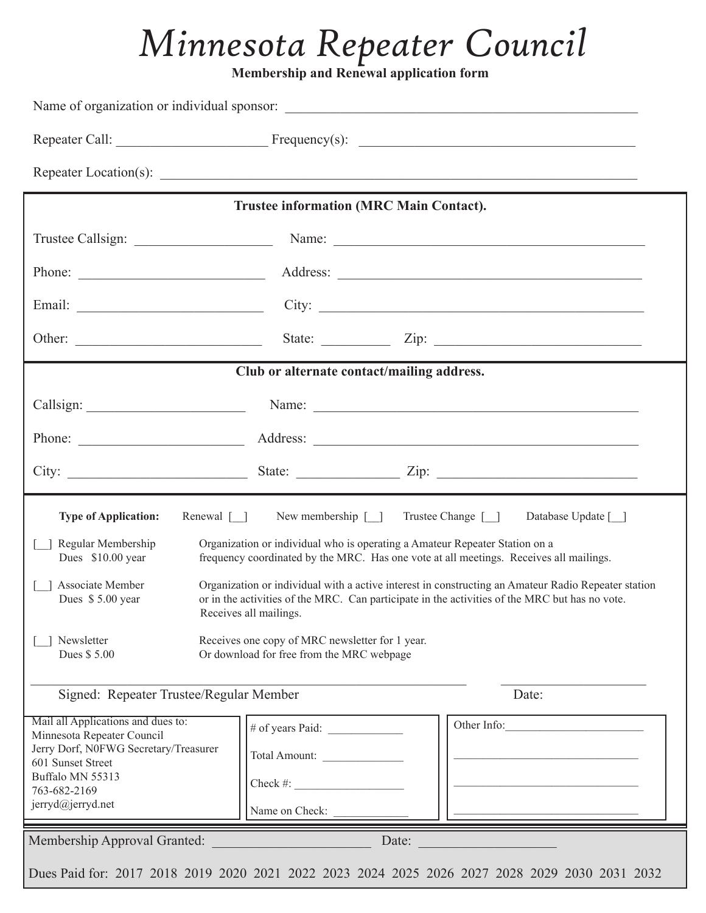# *Minnesota Repeater Council*

**Membership and Renewal application form**

Name of organization or individual sponsor: ___________________________________________________

Repeater Call: ______________________ Frequency(s): ________________________________________

Repeater Location(s): ______________________________________________________________________

**Trustee information (MRC Main Contact).**

Trustee Callsign: ____________________ Name: _____________________________________________

Phone: ___________________________ Address: ____________________________________________

Email: ___________________________ City: _______________________________________________

Other: ___________________________ State: __________ Zip: ___________________________

**Club or alternate contact/mailing address.**

Callsign: _______________________ Name: ________________________________________________

Phone: ________________________ Address: ______________________________________________

City: ___________________________ State: _______________ Zip: ____________________________

**Type of Application:** Renewal [__] New membership [__] Trustee Change [__] Database Update [__]

[__] Regular Membership
Dues $10.00 year
Organization or individual who is operating a Amateur Repeater Station on a frequency coordinated by the MRC. Has one vote at all meetings. Receives all mailings.

[__] Associate Member
Dues $ 5.00 year
Organization or individual with a active interest in constructing an Amateur Radio Repeater station or in the activities of the MRC. Can participate in the activities of the MRC but has no vote. Receives all mailings.

[__] Newsletter
Dues $ 5.00
Receives one copy of MRC newsletter for 1 year. Or download for free from the MRC webpage

_________________________________________________________ ______________________

Signed: Repeater Trustee/Regular Member Date:

Mail all Applications and dues to:
Minnesota Repeater Council
Jerry Dorf, N0FWG Secretary/Treasurer
601 Sunset Street
Buffalo MN 55313
763-682-2169
jerryd@jerryd.net

# of years Paid: _____________

Total Amount: ______________

Check #: ___________________

Name on Check: _____________

Other Info:________________________

________________________________

________________________________

________________________________

Membership Approval Granted: _______________________ Date: ____________________

Dues Paid for: 2017 2018 2019 2020 2021 2022 2023 2024 2025 2026 2027 2028 2029 2030 2031 2032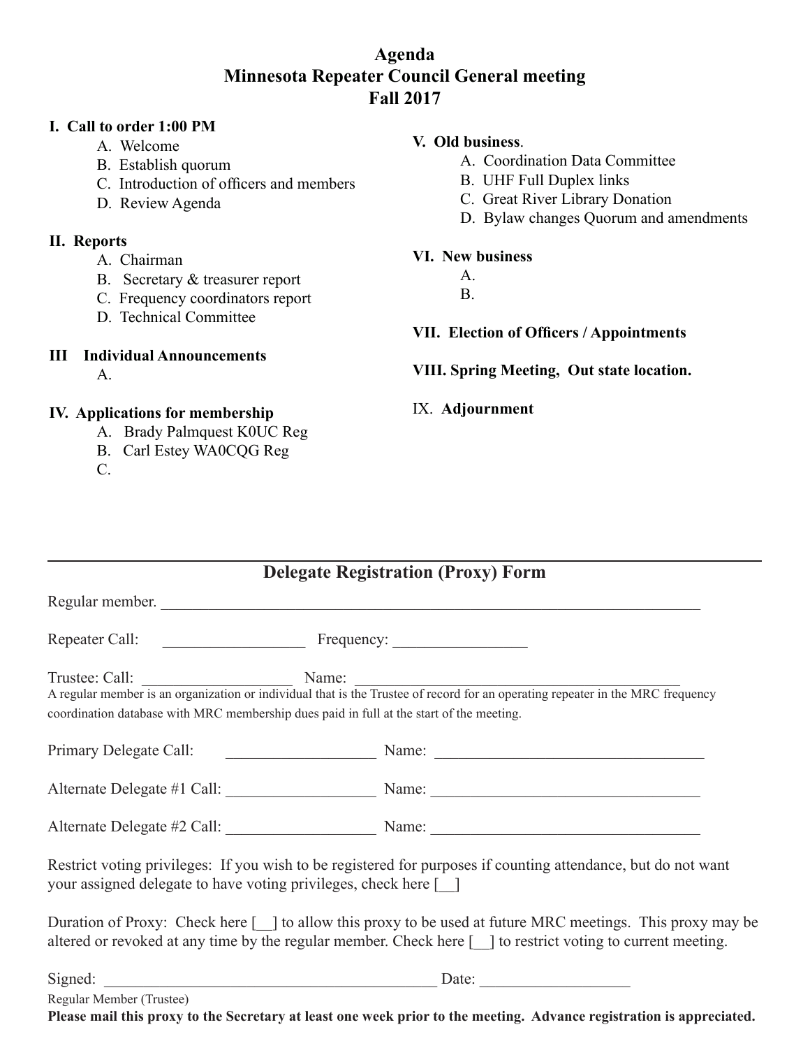# Agenda
# Minnesota Repeater Council General meeting
# Fall 2017

**I. Call to order 1:00 PM**

A. Welcome
B. Establish quorum
C. Introduction of officers and members
D. Review Agenda

**II. Reports**

A. Chairman
B. Secretary & treasurer report
C. Frequency coordinators report
D. Technical Committee

**III Individual Announcements**

A.

**IV. Applications for membership**

A. Brady Palmquest K0UC Reg
B. Carl Estey WA0CQG Reg
C.

**V. Old business**.

A. Coordination Data Committee
B. UHF Full Duplex links
C. Great River Library Donation
D. Bylaw changes Quorum and amendments

**VI. New business**

A.
B.

**VII. Election of Officers / Appointments**

**VIII. Spring Meeting, Out state location.**

IX. **Adjournment**

---

## Delegate Registration (Proxy) Form

Regular member. ______________________________________________________________

Repeater Call: __________________ Frequency: _________________

Trustee: Call: ___________________ Name: __________________________________________

A regular member is an organization or individual that is the Trustee of record for an operating repeater in the MRC frequency coordination database with MRC membership dues paid in full at the start of the meeting.

Primary Delegate Call: ___________________ Name: ___________________________________

Alternate Delegate #1 Call: ___________________ Name: ___________________________________

Alternate Delegate #2 Call: ___________________ Name: ___________________________________

Restrict voting privileges: If you wish to be registered for purposes if counting attendance, but do not want your assigned delegate to have voting privileges, check here [__]

Duration of Proxy: Check here [__] to allow this proxy to be used at future MRC meetings. This proxy may be altered or revoked at any time by the regular member. Check here [__] to restrict voting to current meeting.

Signed: ___________________________________________ Date: ___________________

Regular Member (Trustee)

**Please mail this proxy to the Secretary at least one week prior to the meeting. Advance registration is appreciated.**